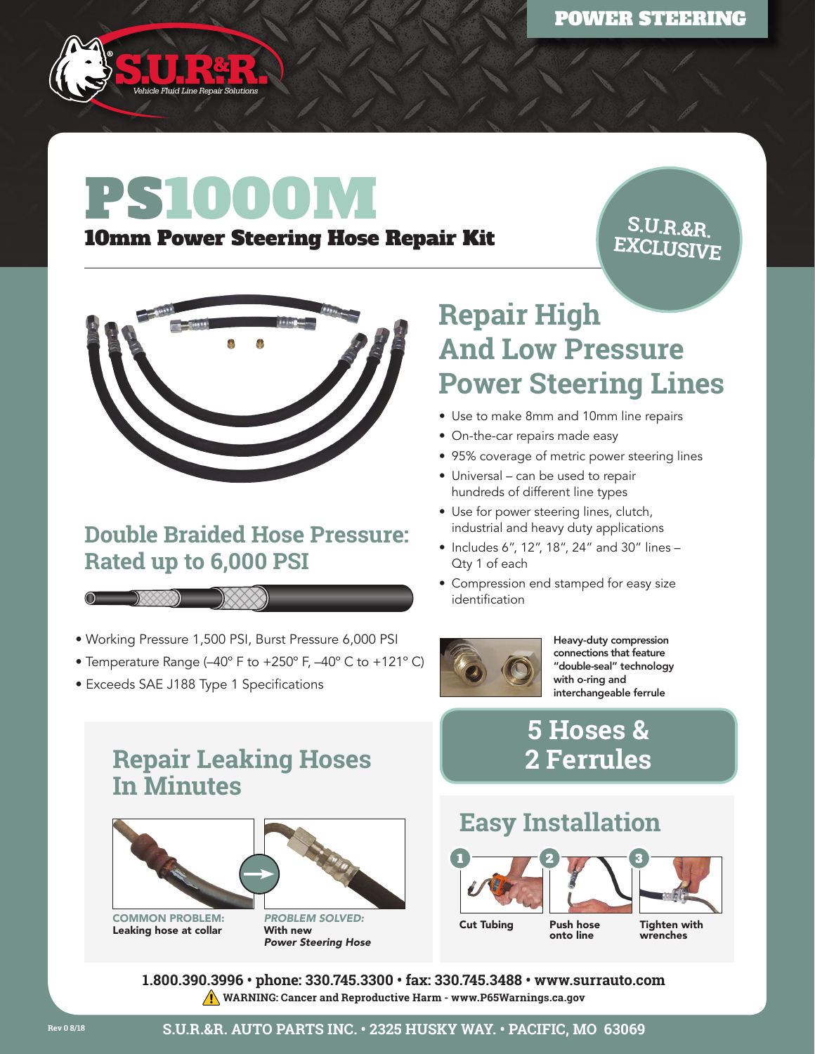POWER STEERING

S.U.R.&R. Vehicle Fluid Line Repair Solutions

# PS1000M

## 10mm Power Steering Hose Repair Kit

S.U.R.&R. EXCLUSIVE

## Repair High And Low Pressure Power Steering Lines

- Use to make 8mm and 10mm line repairs
- On-the-car repairs made easy
- 95% coverage of metric power steering lines
- Universal – can be used to repair hundreds of different line types
- Use for power steering lines, clutch, industrial and heavy duty applications
- Includes 6", 12", 18", 24" and 30" lines – Qty 1 of each
- Compression end stamped for easy size identification

**Heavy-duty compression connections that feature "double-seal" technology with o-ring and interchangeable ferrule**

## Double Braided Hose Pressure: Rated up to 6,000 PSI

- Working Pressure 1,500 PSI, Burst Pressure 6,000 PSI
- Temperature Range (–40° F to +250° F, –40° C to +121° C)
- Exceeds SAE J188 Type 1 Specifications

## 5 Hoses & 2 Ferrules

## Repair Leaking Hoses In Minutes

**COMMON PROBLEM:** Leaking hose at collar

***PROBLEM SOLVED:*** With new *Power Steering Hose*

## Easy Installation

1. Cut Tubing
2. Push hose onto line
3. Tighten with wrenches

**1.800.390.3996 • phone: 330.745.3300 • fax: 330.745.3488 • www.surrauto.com**

**WARNING: Cancer and Reproductive Harm - www.P65Warnings.ca.gov**

Rev 0 8/18

**S.U.R.&R. AUTO PARTS INC. • 2325 HUSKY WAY. • PACIFIC, MO 63069**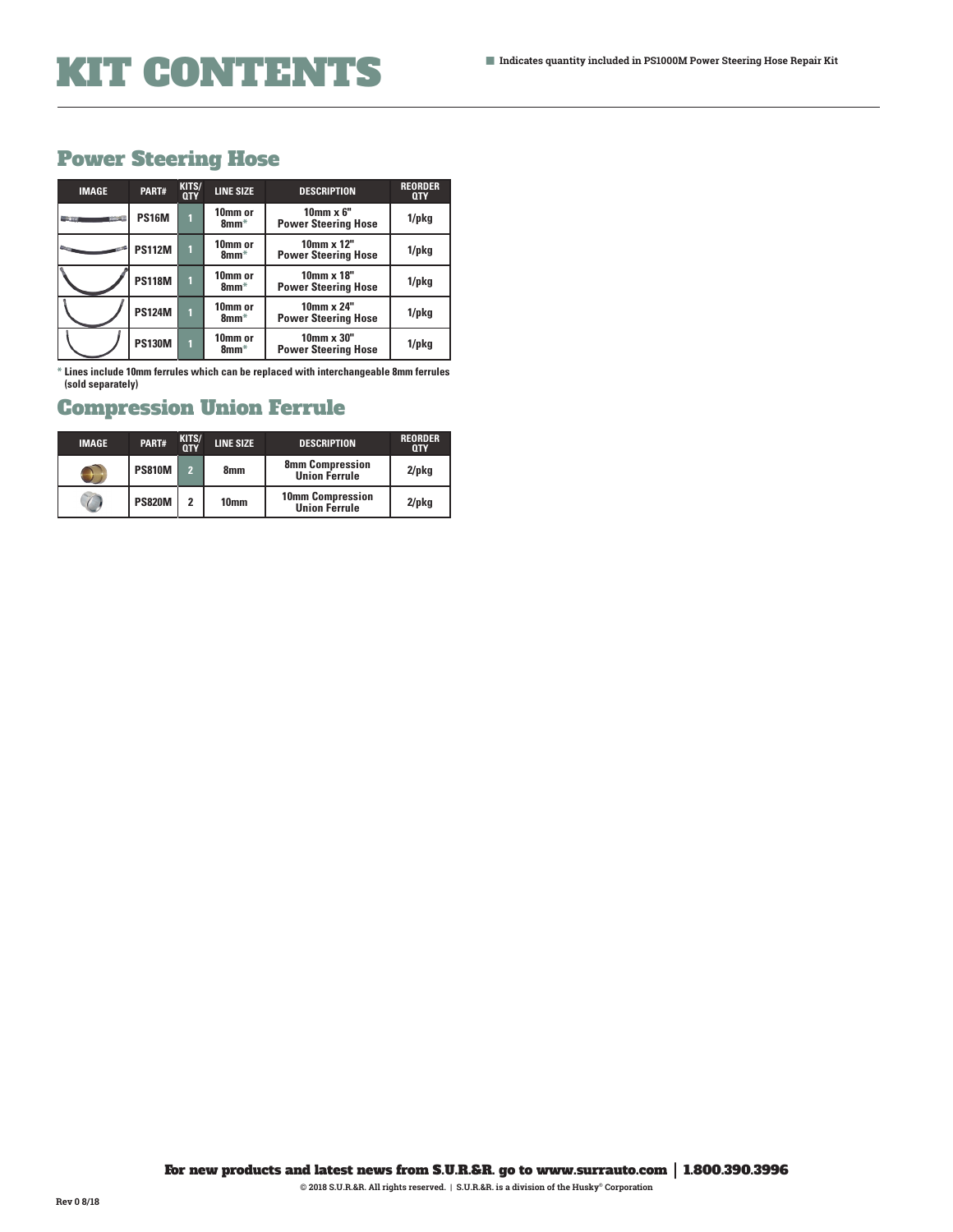# KIT CONTENTS

■ Indicates quantity included in PS1000M Power Steering Hose Repair Kit

## Power Steering Hose

| IMAGE | PART# | KITS/ QTY | LINE SIZE | DESCRIPTION | REORDER QTY |
|---|---|---|---|---|---|
| | PS16M | 1 | 10mm or 8mm* | 10mm x 6" Power Steering Hose | 1/pkg |
| | PS112M | 1 | 10mm or 8mm* | 10mm x 12" Power Steering Hose | 1/pkg |
| | PS118M | 1 | 10mm or 8mm* | 10mm x 18" Power Steering Hose | 1/pkg |
| | PS124M | 1 | 10mm or 8mm* | 10mm x 24" Power Steering Hose | 1/pkg |
| | PS130M | 1 | 10mm or 8mm* | 10mm x 30" Power Steering Hose | 1/pkg |

* Lines include 10mm ferrules which can be replaced with interchangeable 8mm ferrules (sold separately)

## Compression Union Ferrule

| IMAGE | PART# | KITS/ QTY | LINE SIZE | DESCRIPTION | REORDER QTY |
|---|---|---|---|---|---|
| | PS810M | 2 | 8mm | 8mm Compression Union Ferrule | 2/pkg |
| | PS820M | 2 | 10mm | 10mm Compression Union Ferrule | 2/pkg |

**For new products and latest news from S.U.R.&R. go to www.surrauto.com | 1.800.390.3996**

© 2018 S.U.R.&R. All rights reserved. | S.U.R.&R. is a division of the Husky® Corporation

Rev 0 8/18